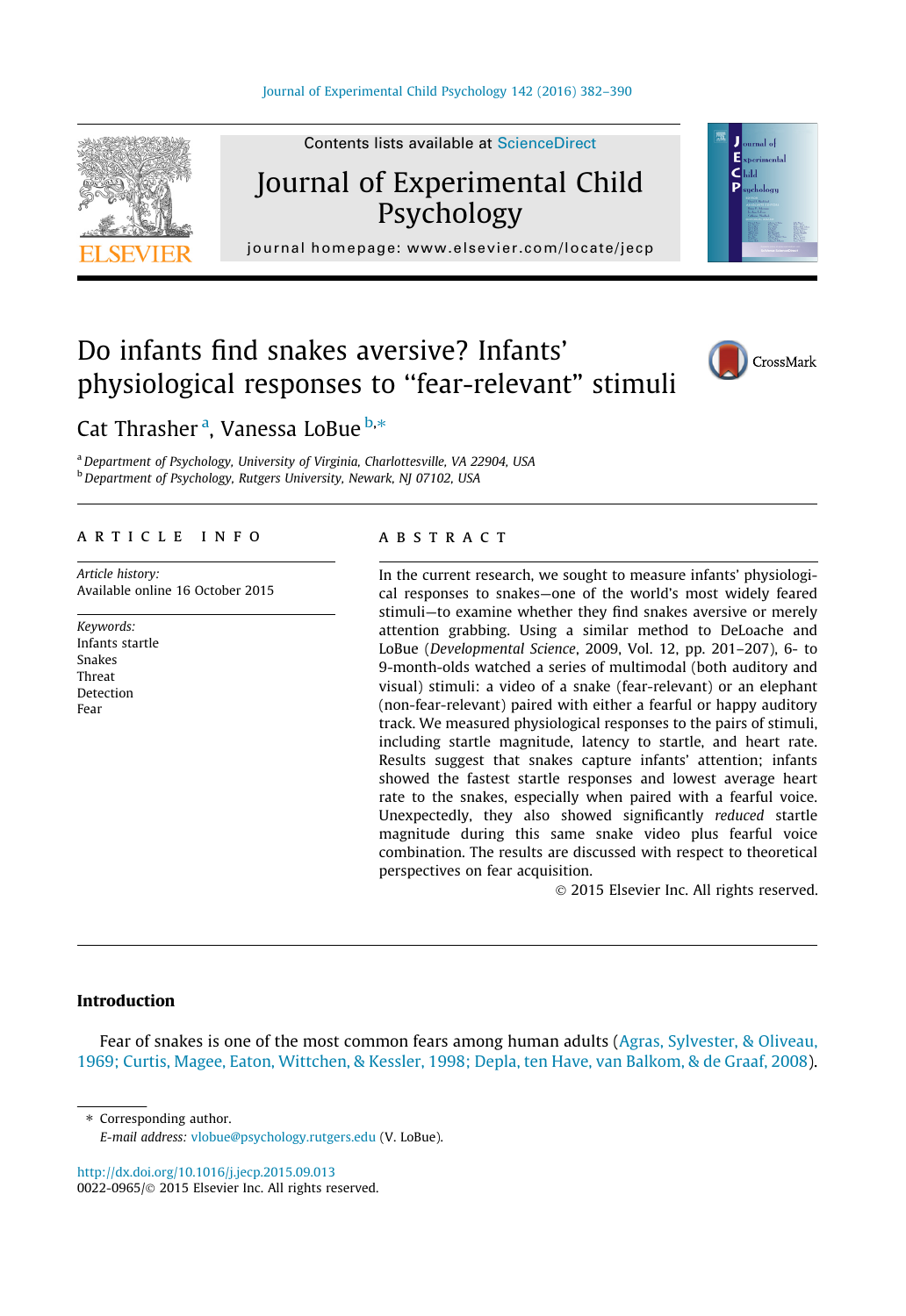Contents lists available at ScienceDirect

# Journal of Experimental Child Psychology

journal homepage: www.elsevier.com/locate/jecp

# Do infants find snakes aversive? Infants' physiological responses to "fear-relevant" stimuli

Cat Thrasher [a], Vanessa LoBue [b,*]

[a] Department of Psychology, University of Virginia, Charlottesville, VA 22904, USA
[b] Department of Psychology, Rutgers University, Newark, NJ 07102, USA

**ARTICLE INFO**

*Article history:*
Available online 16 October 2015

*Keywords:*
Infants startle
Snakes
Threat
Detection
Fear

**ABSTRACT**

In the current research, we sought to measure infants' physiological responses to snakes—one of the world's most widely feared stimuli—to examine whether they find snakes aversive or merely attention grabbing. Using a similar method to DeLoache and LoBue (*Developmental Science*, 2009, Vol. 12, pp. 201–207), 6- to 9-month-olds watched a series of multimodal (both auditory and visual) stimuli: a video of a snake (fear-relevant) or an elephant (non-fear-relevant) paired with either a fearful or happy auditory track. We measured physiological responses to the pairs of stimuli, including startle magnitude, latency to startle, and heart rate. Results suggest that snakes capture infants' attention; infants showed the fastest startle responses and lowest average heart rate to the snakes, especially when paired with a fearful voice. Unexpectedly, they also showed significantly *reduced* startle magnitude during this same snake video plus fearful voice combination. The results are discussed with respect to theoretical perspectives on fear acquisition.

© 2015 Elsevier Inc. All rights reserved.

## Introduction

Fear of snakes is one of the most common fears among human adults (Agras, Sylvester, & Oliveau, 1969; Curtis, Magee, Eaton, Wittchen, & Kessler, 1998; Depla, ten Have, van Balkom, & de Graaf, 2008).

* Corresponding author.
*E-mail address:* vlobue@psychology.rutgers.edu (V. LoBue).

http://dx.doi.org/10.1016/j.jecp.2015.09.013
0022-0965/© 2015 Elsevier Inc. All rights reserved.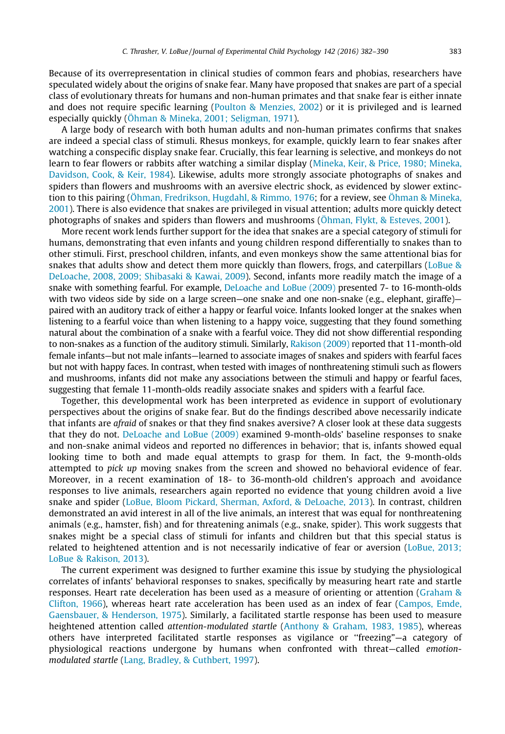Because of its overrepresentation in clinical studies of common fears and phobias, researchers have speculated widely about the origins of snake fear. Many have proposed that snakes are part of a special class of evolutionary threats for humans and non-human primates and that snake fear is either innate and does not require specific learning (Poulton & Menzies, 2002) or it is privileged and is learned especially quickly (Öhman & Mineka, 2001; Seligman, 1971).

A large body of research with both human adults and non-human primates confirms that snakes are indeed a special class of stimuli. Rhesus monkeys, for example, quickly learn to fear snakes after watching a conspecific display snake fear. Crucially, this fear learning is selective, and monkeys do not learn to fear flowers or rabbits after watching a similar display (Mineka, Keir, & Price, 1980; Mineka, Davidson, Cook, & Keir, 1984). Likewise, adults more strongly associate photographs of snakes and spiders than flowers and mushrooms with an aversive electric shock, as evidenced by slower extinction to this pairing (Öhman, Fredrikson, Hugdahl, & Rimmo, 1976; for a review, see Öhman & Mineka, 2001). There is also evidence that snakes are privileged in visual attention; adults more quickly detect photographs of snakes and spiders than flowers and mushrooms (Öhman, Flykt, & Esteves, 2001).

More recent work lends further support for the idea that snakes are a special category of stimuli for humans, demonstrating that even infants and young children respond differentially to snakes than to other stimuli. First, preschool children, infants, and even monkeys show the same attentional bias for snakes that adults show and detect them more quickly than flowers, frogs, and caterpillars (LoBue & DeLoache, 2008, 2009; Shibasaki & Kawai, 2009). Second, infants more readily match the image of a snake with something fearful. For example, DeLoache and LoBue (2009) presented 7- to 16-month-olds with two videos side by side on a large screen—one snake and one non-snake (e.g., elephant, giraffe)—paired with an auditory track of either a happy or fearful voice. Infants looked longer at the snakes when listening to a fearful voice than when listening to a happy voice, suggesting that they found something natural about the combination of a snake with a fearful voice. They did not show differential responding to non-snakes as a function of the auditory stimuli. Similarly, Rakison (2009) reported that 11-month-old female infants—but not male infants—learned to associate images of snakes and spiders with fearful faces but not with happy faces. In contrast, when tested with images of nonthreatening stimuli such as flowers and mushrooms, infants did not make any associations between the stimuli and happy or fearful faces, suggesting that female 11-month-olds readily associate snakes and spiders with a fearful face.

Together, this developmental work has been interpreted as evidence in support of evolutionary perspectives about the origins of snake fear. But do the findings described above necessarily indicate that infants are *afraid* of snakes or that they find snakes aversive? A closer look at these data suggests that they do not. DeLoache and LoBue (2009) examined 9-month-olds' baseline responses to snake and non-snake animal videos and reported no differences in behavior; that is, infants showed equal looking time to both and made equal attempts to grasp for them. In fact, the 9-month-olds attempted to *pick up* moving snakes from the screen and showed no behavioral evidence of fear. Moreover, in a recent examination of 18- to 36-month-old children's approach and avoidance responses to live animals, researchers again reported no evidence that young children avoid a live snake and spider (LoBue, Bloom Pickard, Sherman, Axford, & DeLoache, 2013). In contrast, children demonstrated an avid interest in all of the live animals, an interest that was equal for nonthreatening animals (e.g., hamster, fish) and for threatening animals (e.g., snake, spider). This work suggests that snakes might be a special class of stimuli for infants and children but that this special status is related to heightened attention and is not necessarily indicative of fear or aversion (LoBue, 2013; LoBue & Rakison, 2013).

The current experiment was designed to further examine this issue by studying the physiological correlates of infants' behavioral responses to snakes, specifically by measuring heart rate and startle responses. Heart rate deceleration has been used as a measure of orienting or attention (Graham & Clifton, 1966), whereas heart rate acceleration has been used as an index of fear (Campos, Emde, Gaensbauer, & Henderson, 1975). Similarly, a facilitated startle response has been used to measure heightened attention called *attention-modulated startle* (Anthony & Graham, 1983, 1985), whereas others have interpreted facilitated startle responses as vigilance or "freezing"—a category of physiological reactions undergone by humans when confronted with threat—called *emotion-modulated startle* (Lang, Bradley, & Cuthbert, 1997).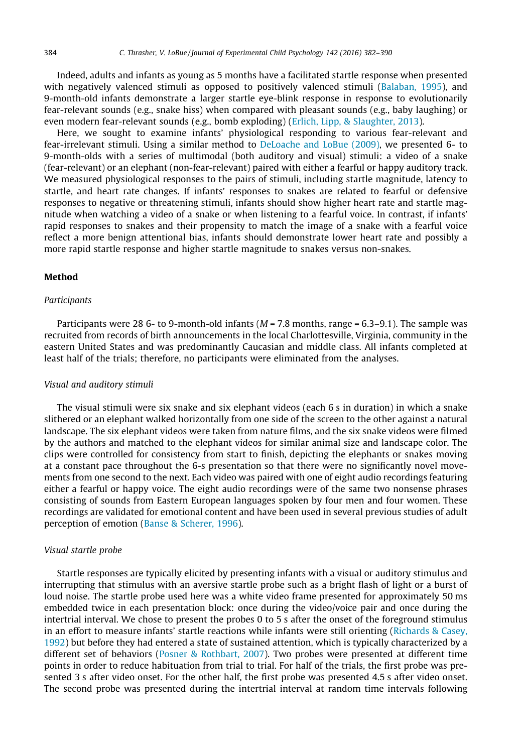Indeed, adults and infants as young as 5 months have a facilitated startle response when presented with negatively valenced stimuli as opposed to positively valenced stimuli (Balaban, 1995), and 9-month-old infants demonstrate a larger startle eye-blink response in response to evolutionarily fear-relevant sounds (e.g., snake hiss) when compared with pleasant sounds (e.g., baby laughing) or even modern fear-relevant sounds (e.g., bomb exploding) (Erlich, Lipp, & Slaughter, 2013).

Here, we sought to examine infants' physiological responding to various fear-relevant and fear-irrelevant stimuli. Using a similar method to DeLoache and LoBue (2009), we presented 6- to 9-month-olds with a series of multimodal (both auditory and visual) stimuli: a video of a snake (fear-relevant) or an elephant (non-fear-relevant) paired with either a fearful or happy auditory track. We measured physiological responses to the pairs of stimuli, including startle magnitude, latency to startle, and heart rate changes. If infants' responses to snakes are related to fearful or defensive responses to negative or threatening stimuli, infants should show higher heart rate and startle magnitude when watching a video of a snake or when listening to a fearful voice. In contrast, if infants' rapid responses to snakes and their propensity to match the image of a snake with a fearful voice reflect a more benign attentional bias, infants should demonstrate lower heart rate and possibly a more rapid startle response and higher startle magnitude to snakes versus non-snakes.

## Method

### *Participants*

Participants were 28 6- to 9-month-old infants ($M$ = 7.8 months, range = 6.3–9.1). The sample was recruited from records of birth announcements in the local Charlottesville, Virginia, community in the eastern United States and was predominantly Caucasian and middle class. All infants completed at least half of the trials; therefore, no participants were eliminated from the analyses.

### *Visual and auditory stimuli*

The visual stimuli were six snake and six elephant videos (each 6 s in duration) in which a snake slithered or an elephant walked horizontally from one side of the screen to the other against a natural landscape. The six elephant videos were taken from nature films, and the six snake videos were filmed by the authors and matched to the elephant videos for similar animal size and landscape color. The clips were controlled for consistency from start to finish, depicting the elephants or snakes moving at a constant pace throughout the 6-s presentation so that there were no significantly novel movements from one second to the next. Each video was paired with one of eight audio recordings featuring either a fearful or happy voice. The eight audio recordings were of the same two nonsense phrases consisting of sounds from Eastern European languages spoken by four men and four women. These recordings are validated for emotional content and have been used in several previous studies of adult perception of emotion (Banse & Scherer, 1996).

### *Visual startle probe*

Startle responses are typically elicited by presenting infants with a visual or auditory stimulus and interrupting that stimulus with an aversive startle probe such as a bright flash of light or a burst of loud noise. The startle probe used here was a white video frame presented for approximately 50 ms embedded twice in each presentation block: once during the video/voice pair and once during the intertrial interval. We chose to present the probes 0 to 5 s after the onset of the foreground stimulus in an effort to measure infants' startle reactions while infants were still orienting (Richards & Casey, 1992) but before they had entered a state of sustained attention, which is typically characterized by a different set of behaviors (Posner & Rothbart, 2007). Two probes were presented at different time points in order to reduce habituation from trial to trial. For half of the trials, the first probe was presented 3 s after video onset. For the other half, the first probe was presented 4.5 s after video onset. The second probe was presented during the intertrial interval at random time intervals following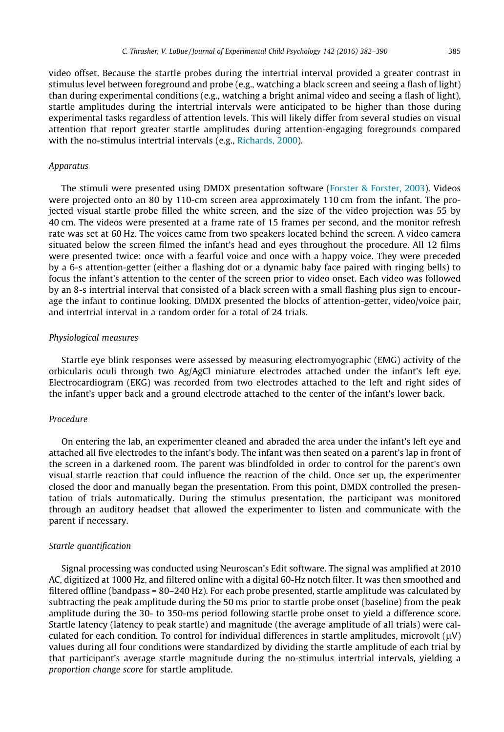video offset. Because the startle probes during the intertrial interval provided a greater contrast in stimulus level between foreground and probe (e.g., watching a black screen and seeing a flash of light) than during experimental conditions (e.g., watching a bright animal video and seeing a flash of light), startle amplitudes during the intertrial intervals were anticipated to be higher than those during experimental tasks regardless of attention levels. This will likely differ from several studies on visual attention that report greater startle amplitudes during attention-engaging foregrounds compared with the no-stimulus intertrial intervals (e.g., Richards, 2000).

### *Apparatus*

The stimuli were presented using DMDX presentation software (Forster & Forster, 2003). Videos were projected onto an 80 by 110-cm screen area approximately 110 cm from the infant. The projected visual startle probe filled the white screen, and the size of the video projection was 55 by 40 cm. The videos were presented at a frame rate of 15 frames per second, and the monitor refresh rate was set at 60 Hz. The voices came from two speakers located behind the screen. A video camera situated below the screen filmed the infant's head and eyes throughout the procedure. All 12 films were presented twice: once with a fearful voice and once with a happy voice. They were preceded by a 6-s attention-getter (either a flashing dot or a dynamic baby face paired with ringing bells) to focus the infant's attention to the center of the screen prior to video onset. Each video was followed by an 8-s intertrial interval that consisted of a black screen with a small flashing plus sign to encourage the infant to continue looking. DMDX presented the blocks of attention-getter, video/voice pair, and intertrial interval in a random order for a total of 24 trials.

### *Physiological measures*

Startle eye blink responses were assessed by measuring electromyographic (EMG) activity of the orbicularis oculi through two Ag/AgCl miniature electrodes attached under the infant's left eye. Electrocardiogram (EKG) was recorded from two electrodes attached to the left and right sides of the infant's upper back and a ground electrode attached to the center of the infant's lower back.

### *Procedure*

On entering the lab, an experimenter cleaned and abraded the area under the infant's left eye and attached all five electrodes to the infant's body. The infant was then seated on a parent's lap in front of the screen in a darkened room. The parent was blindfolded in order to control for the parent's own visual startle reaction that could influence the reaction of the child. Once set up, the experimenter closed the door and manually began the presentation. From this point, DMDX controlled the presentation of trials automatically. During the stimulus presentation, the participant was monitored through an auditory headset that allowed the experimenter to listen and communicate with the parent if necessary.

### *Startle quantification*

Signal processing was conducted using Neuroscan's Edit software. The signal was amplified at 2010 AC, digitized at 1000 Hz, and filtered online with a digital 60-Hz notch filter. It was then smoothed and filtered offline (bandpass = 80–240 Hz). For each probe presented, startle amplitude was calculated by subtracting the peak amplitude during the 50 ms prior to startle probe onset (baseline) from the peak amplitude during the 30- to 350-ms period following startle probe onset to yield a difference score. Startle latency (latency to peak startle) and magnitude (the average amplitude of all trials) were calculated for each condition. To control for individual differences in startle amplitudes, microvolt ($\mu$V) values during all four conditions were standardized by dividing the startle amplitude of each trial by that participant's average startle magnitude during the no-stimulus intertrial intervals, yielding a *proportion change score* for startle amplitude.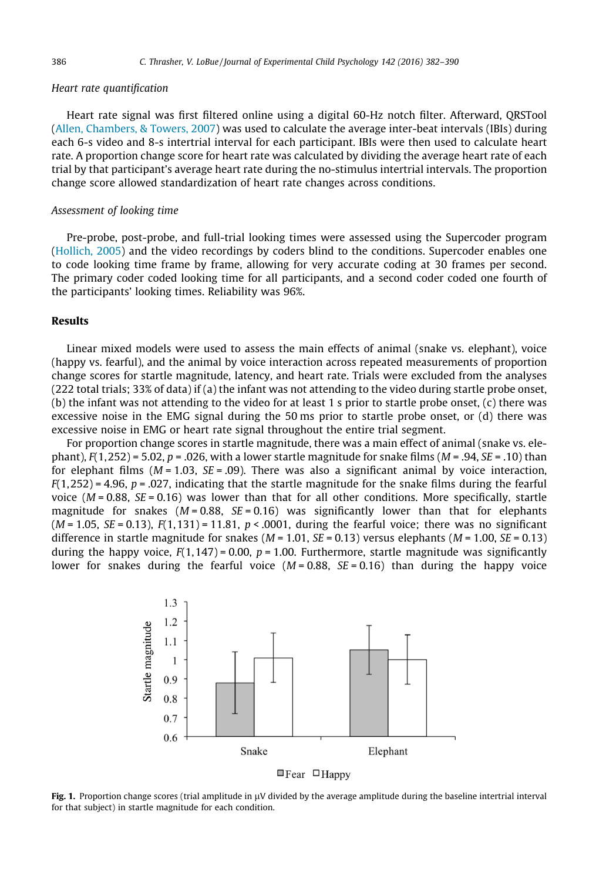*Heart rate quantification*

Heart rate signal was first filtered online using a digital 60-Hz notch filter. Afterward, QRSTool (Allen, Chambers, & Towers, 2007) was used to calculate the average inter-beat intervals (IBIs) during each 6-s video and 8-s intertrial interval for each participant. IBIs were then used to calculate heart rate. A proportion change score for heart rate was calculated by dividing the average heart rate of each trial by that participant's average heart rate during the no-stimulus intertrial intervals. The proportion change score allowed standardization of heart rate changes across conditions.

*Assessment of looking time*

Pre-probe, post-probe, and full-trial looking times were assessed using the Supercoder program (Hollich, 2005) and the video recordings by coders blind to the conditions. Supercoder enables one to code looking time frame by frame, allowing for very accurate coding at 30 frames per second. The primary coder coded looking time for all participants, and a second coder coded one fourth of the participants' looking times. Reliability was 96%.

## Results

Linear mixed models were used to assess the main effects of animal (snake vs. elephant), voice (happy vs. fearful), and the animal by voice interaction across repeated measurements of proportion change scores for startle magnitude, latency, and heart rate. Trials were excluded from the analyses (222 total trials; 33% of data) if (a) the infant was not attending to the video during startle probe onset, (b) the infant was not attending to the video for at least 1 s prior to startle probe onset, (c) there was excessive noise in the EMG signal during the 50 ms prior to startle probe onset, or (d) there was excessive noise in EMG or heart rate signal throughout the entire trial segment.

For proportion change scores in startle magnitude, there was a main effect of animal (snake vs. elephant), $F(1,252) = 5.02$, $p = .026$, with a lower startle magnitude for snake films ($M = .94$, $SE = .10$) than for elephant films ($M = 1.03$, $SE = .09$). There was also a significant animal by voice interaction, $F(1,252) = 4.96$, $p = .027$, indicating that the startle magnitude for the snake films during the fearful voice ($M = 0.88$, $SE = 0.16$) was lower than that for all other conditions. More specifically, startle magnitude for snakes ($M = 0.88$, $SE = 0.16$) was significantly lower than that for elephants ($M = 1.05$, $SE = 0.13$), $F(1,131) = 11.81$, $p < .0001$, during the fearful voice; there was no significant difference in startle magnitude for snakes ($M = 1.01$, $SE = 0.13$) versus elephants ($M = 1.00$, $SE = 0.13$) during the happy voice, $F(1,147) = 0.00$, $p = 1.00$. Furthermore, startle magnitude was significantly lower for snakes during the fearful voice ($M = 0.88$, $SE = 0.16$) than during the happy voice

**Fig. 1.** Proportion change scores (trial amplitude in μV divided by the average amplitude during the baseline intertrial interval for that subject) in startle magnitude for each condition.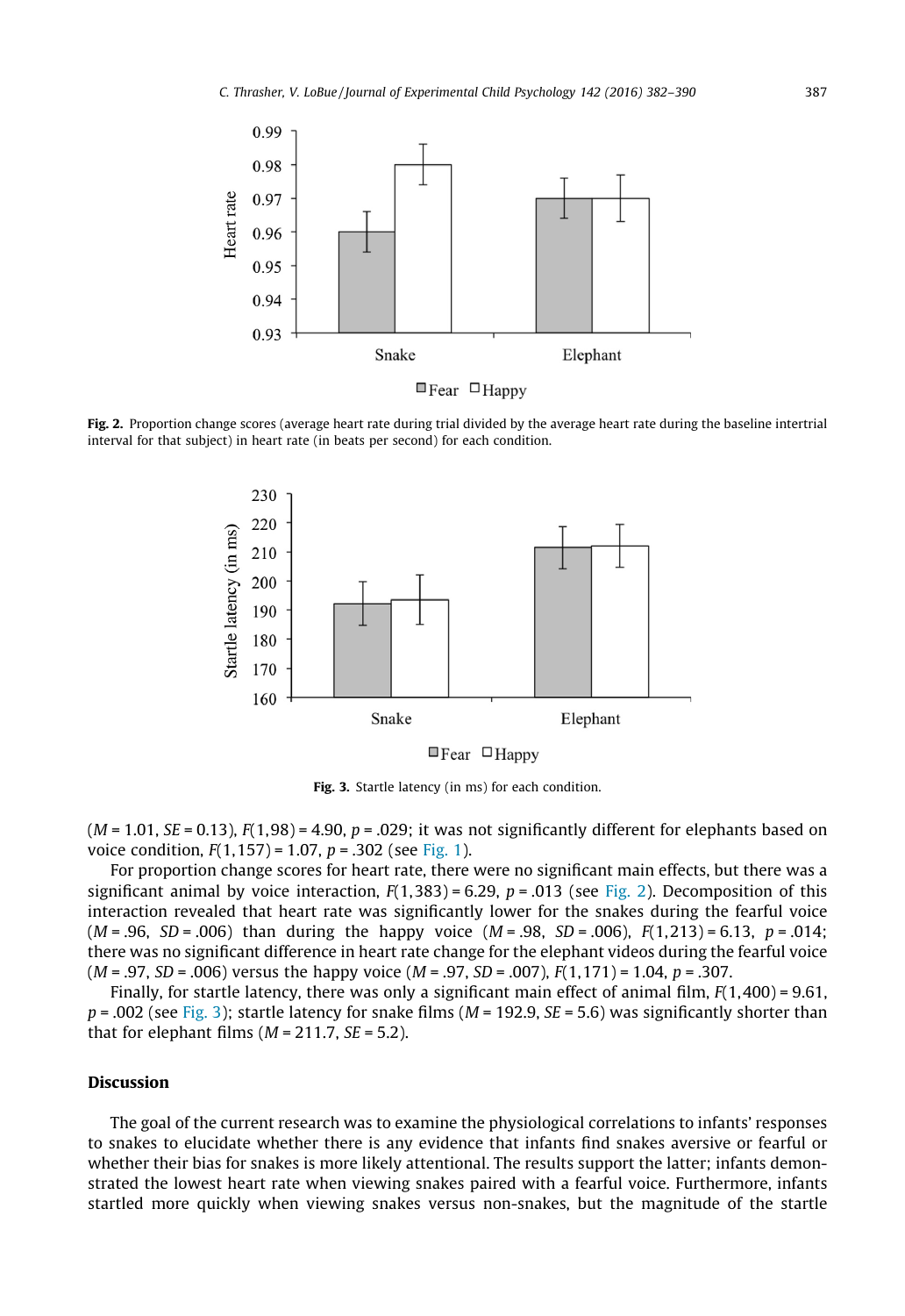Fig. 2. Proportion change scores (average heart rate during trial divided by the average heart rate during the baseline intertrial interval for that subject) in heart rate (in beats per second) for each condition.

Fig. 3. Startle latency (in ms) for each condition.

($M$ = 1.01, $SE$ = 0.13), $F(1,98)$ = 4.90, $p$ = .029; it was not significantly different for elephants based on voice condition, $F(1,157)$ = 1.07, $p$ = .302 (see Fig. 1).

For proportion change scores for heart rate, there were no significant main effects, but there was a significant animal by voice interaction, $F(1,383)$ = 6.29, $p$ = .013 (see Fig. 2). Decomposition of this interaction revealed that heart rate was significantly lower for the snakes during the fearful voice ($M$ = .96, $SD$ = .006) than during the happy voice ($M$ = .98, $SD$ = .006), $F(1,213)$ = 6.13, $p$ = .014; there was no significant difference in heart rate change for the elephant videos during the fearful voice ($M$ = .97, $SD$ = .006) versus the happy voice ($M$ = .97, $SD$ = .007), $F(1,171)$ = 1.04, $p$ = .307.

Finally, for startle latency, there was only a significant main effect of animal film, $F(1,400)$ = 9.61, $p$ = .002 (see Fig. 3); startle latency for snake films ($M$ = 192.9, $SE$ = 5.6) was significantly shorter than that for elephant films ($M$ = 211.7, $SE$ = 5.2).

## Discussion

The goal of the current research was to examine the physiological correlations to infants' responses to snakes to elucidate whether there is any evidence that infants find snakes aversive or fearful or whether their bias for snakes is more likely attentional. The results support the latter; infants demonstrated the lowest heart rate when viewing snakes paired with a fearful voice. Furthermore, infants startled more quickly when viewing snakes versus non-snakes, but the magnitude of the startle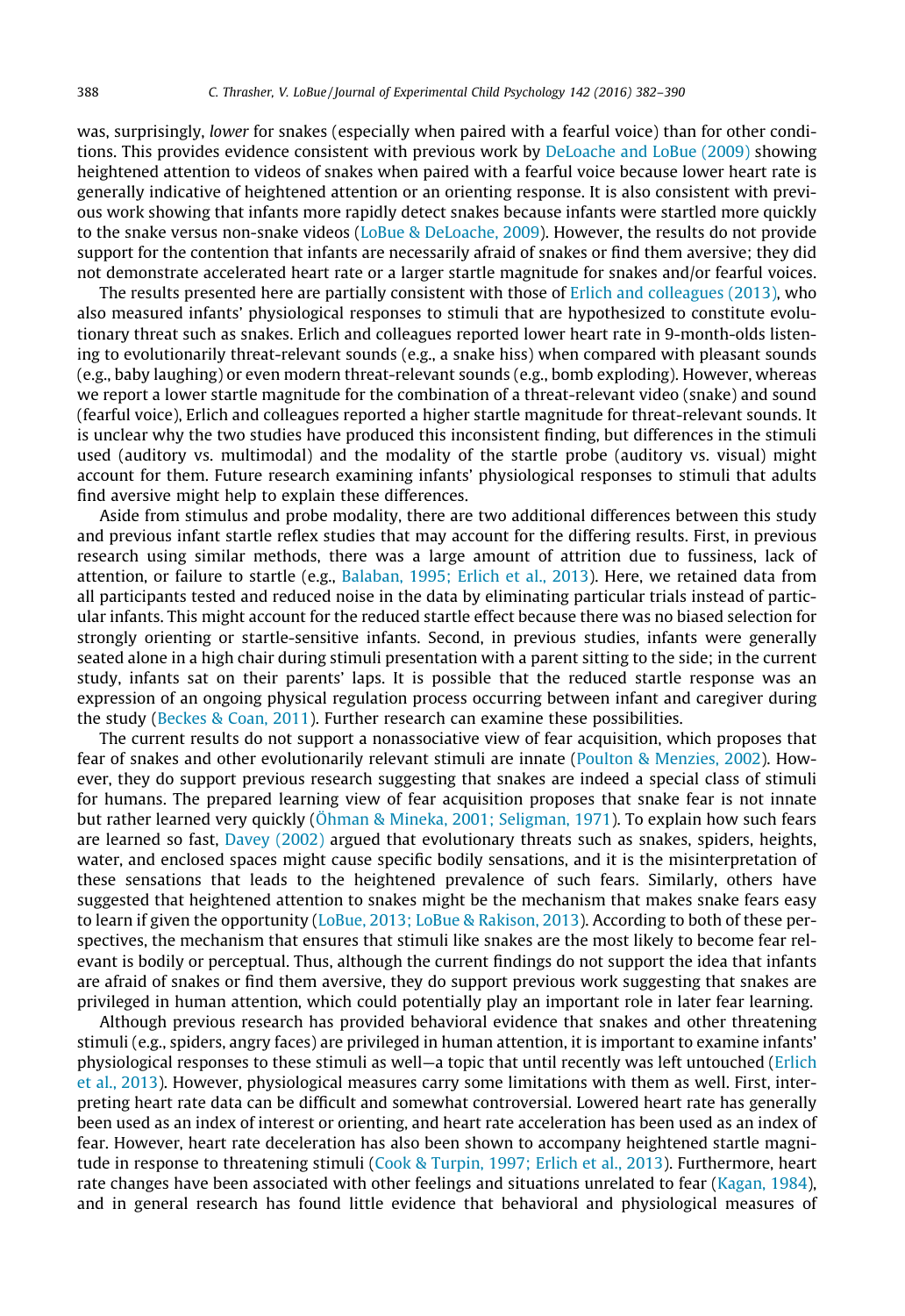was, surprisingly, *lower* for snakes (especially when paired with a fearful voice) than for other conditions. This provides evidence consistent with previous work by DeLoache and LoBue (2009) showing heightened attention to videos of snakes when paired with a fearful voice because lower heart rate is generally indicative of heightened attention or an orienting response. It is also consistent with previous work showing that infants more rapidly detect snakes because infants were startled more quickly to the snake versus non-snake videos (LoBue & DeLoache, 2009). However, the results do not provide support for the contention that infants are necessarily afraid of snakes or find them aversive; they did not demonstrate accelerated heart rate or a larger startle magnitude for snakes and/or fearful voices.

The results presented here are partially consistent with those of Erlich and colleagues (2013), who also measured infants' physiological responses to stimuli that are hypothesized to constitute evolutionary threat such as snakes. Erlich and colleagues reported lower heart rate in 9-month-olds listening to evolutionarily threat-relevant sounds (e.g., a snake hiss) when compared with pleasant sounds (e.g., baby laughing) or even modern threat-relevant sounds (e.g., bomb exploding). However, whereas we report a lower startle magnitude for the combination of a threat-relevant video (snake) and sound (fearful voice), Erlich and colleagues reported a higher startle magnitude for threat-relevant sounds. It is unclear why the two studies have produced this inconsistent finding, but differences in the stimuli used (auditory vs. multimodal) and the modality of the startle probe (auditory vs. visual) might account for them. Future research examining infants' physiological responses to stimuli that adults find aversive might help to explain these differences.

Aside from stimulus and probe modality, there are two additional differences between this study and previous infant startle reflex studies that may account for the differing results. First, in previous research using similar methods, there was a large amount of attrition due to fussiness, lack of attention, or failure to startle (e.g., Balaban, 1995; Erlich et al., 2013). Here, we retained data from all participants tested and reduced noise in the data by eliminating particular trials instead of particular infants. This might account for the reduced startle effect because there was no biased selection for strongly orienting or startle-sensitive infants. Second, in previous studies, infants were generally seated alone in a high chair during stimuli presentation with a parent sitting to the side; in the current study, infants sat on their parents' laps. It is possible that the reduced startle response was an expression of an ongoing physical regulation process occurring between infant and caregiver during the study (Beckes & Coan, 2011). Further research can examine these possibilities.

The current results do not support a nonassociative view of fear acquisition, which proposes that fear of snakes and other evolutionarily relevant stimuli are innate (Poulton & Menzies, 2002). However, they do support previous research suggesting that snakes are indeed a special class of stimuli for humans. The prepared learning view of fear acquisition proposes that snake fear is not innate but rather learned very quickly (Öhman & Mineka, 2001; Seligman, 1971). To explain how such fears are learned so fast, Davey (2002) argued that evolutionary threats such as snakes, spiders, heights, water, and enclosed spaces might cause specific bodily sensations, and it is the misinterpretation of these sensations that leads to the heightened prevalence of such fears. Similarly, others have suggested that heightened attention to snakes might be the mechanism that makes snake fears easy to learn if given the opportunity (LoBue, 2013; LoBue & Rakison, 2013). According to both of these perspectives, the mechanism that ensures that stimuli like snakes are the most likely to become fear relevant is bodily or perceptual. Thus, although the current findings do not support the idea that infants are afraid of snakes or find them aversive, they do support previous work suggesting that snakes are privileged in human attention, which could potentially play an important role in later fear learning.

Although previous research has provided behavioral evidence that snakes and other threatening stimuli (e.g., spiders, angry faces) are privileged in human attention, it is important to examine infants' physiological responses to these stimuli as well—a topic that until recently was left untouched (Erlich et al., 2013). However, physiological measures carry some limitations with them as well. First, interpreting heart rate data can be difficult and somewhat controversial. Lowered heart rate has generally been used as an index of interest or orienting, and heart rate acceleration has been used as an index of fear. However, heart rate deceleration has also been shown to accompany heightened startle magnitude in response to threatening stimuli (Cook & Turpin, 1997; Erlich et al., 2013). Furthermore, heart rate changes have been associated with other feelings and situations unrelated to fear (Kagan, 1984), and in general research has found little evidence that behavioral and physiological measures of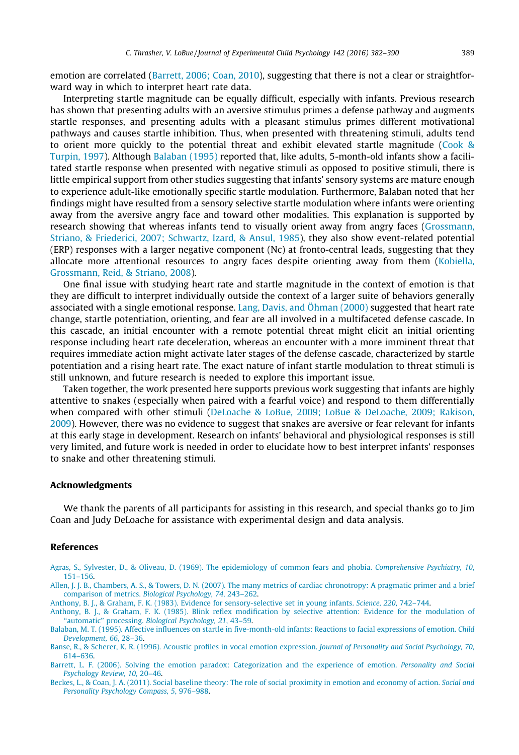emotion are correlated (Barrett, 2006; Coan, 2010), suggesting that there is not a clear or straightforward way in which to interpret heart rate data.

Interpreting startle magnitude can be equally difficult, especially with infants. Previous research has shown that presenting adults with an aversive stimulus primes a defense pathway and augments startle responses, and presenting adults with a pleasant stimulus primes different motivational pathways and causes startle inhibition. Thus, when presented with threatening stimuli, adults tend to orient more quickly to the potential threat and exhibit elevated startle magnitude (Cook & Turpin, 1997). Although Balaban (1995) reported that, like adults, 5-month-old infants show a facilitated startle response when presented with negative stimuli as opposed to positive stimuli, there is little empirical support from other studies suggesting that infants' sensory systems are mature enough to experience adult-like emotionally specific startle modulation. Furthermore, Balaban noted that her findings might have resulted from a sensory selective startle modulation where infants were orienting away from the aversive angry face and toward other modalities. This explanation is supported by research showing that whereas infants tend to visually orient away from angry faces (Grossmann, Striano, & Friederici, 2007; Schwartz, Izard, & Ansul, 1985), they also show event-related potential (ERP) responses with a larger negative component (Nc) at fronto-central leads, suggesting that they allocate more attentional resources to angry faces despite orienting away from them (Kobiella, Grossmann, Reid, & Striano, 2008).

One final issue with studying heart rate and startle magnitude in the context of emotion is that they are difficult to interpret individually outside the context of a larger suite of behaviors generally associated with a single emotional response. Lang, Davis, and Öhman (2000) suggested that heart rate change, startle potentiation, orienting, and fear are all involved in a multifaceted defense cascade. In this cascade, an initial encounter with a remote potential threat might elicit an initial orienting response including heart rate deceleration, whereas an encounter with a more imminent threat that requires immediate action might activate later stages of the defense cascade, characterized by startle potentiation and a rising heart rate. The exact nature of infant startle modulation to threat stimuli is still unknown, and future research is needed to explore this important issue.

Taken together, the work presented here supports previous work suggesting that infants are highly attentive to snakes (especially when paired with a fearful voice) and respond to them differentially when compared with other stimuli (DeLoache & LoBue, 2009; LoBue & DeLoache, 2009; Rakison, 2009). However, there was no evidence to suggest that snakes are aversive or fear relevant for infants at this early stage in development. Research on infants' behavioral and physiological responses is still very limited, and future work is needed in order to elucidate how to best interpret infants' responses to snake and other threatening stimuli.

## Acknowledgments

We thank the parents of all participants for assisting in this research, and special thanks go to Jim Coan and Judy DeLoache for assistance with experimental design and data analysis.

## References

Agras, S., Sylvester, D., & Oliveau, D. (1969). The epidemiology of common fears and phobia. *Comprehensive Psychiatry, 10*, 151–156.

Allen, J. J. B., Chambers, A. S., & Towers, D. N. (2007). The many metrics of cardiac chronotropy: A pragmatic primer and a brief comparison of metrics. *Biological Psychology, 74*, 243–262.

Anthony, B. J., & Graham, F. K. (1983). Evidence for sensory-selective set in young infants. *Science, 220*, 742–744.

Anthony, B. J., & Graham, F. K. (1985). Blink reflex modification by selective attention: Evidence for the modulation of "automatic" processing. *Biological Psychology, 21*, 43–59.

Balaban, M. T. (1995). Affective influences on startle in five-month-old infants: Reactions to facial expressions of emotion. *Child Development, 66*, 28–36.

Banse, R., & Scherer, K. R. (1996). Acoustic profiles in vocal emotion expression. *Journal of Personality and Social Psychology, 70*, 614–636.

Barrett, L. F. (2006). Solving the emotion paradox: Categorization and the experience of emotion. *Personality and Social Psychology Review, 10*, 20–46.

Beckes, L., & Coan, J. A. (2011). Social baseline theory: The role of social proximity in emotion and economy of action. *Social and Personality Psychology Compass, 5*, 976–988.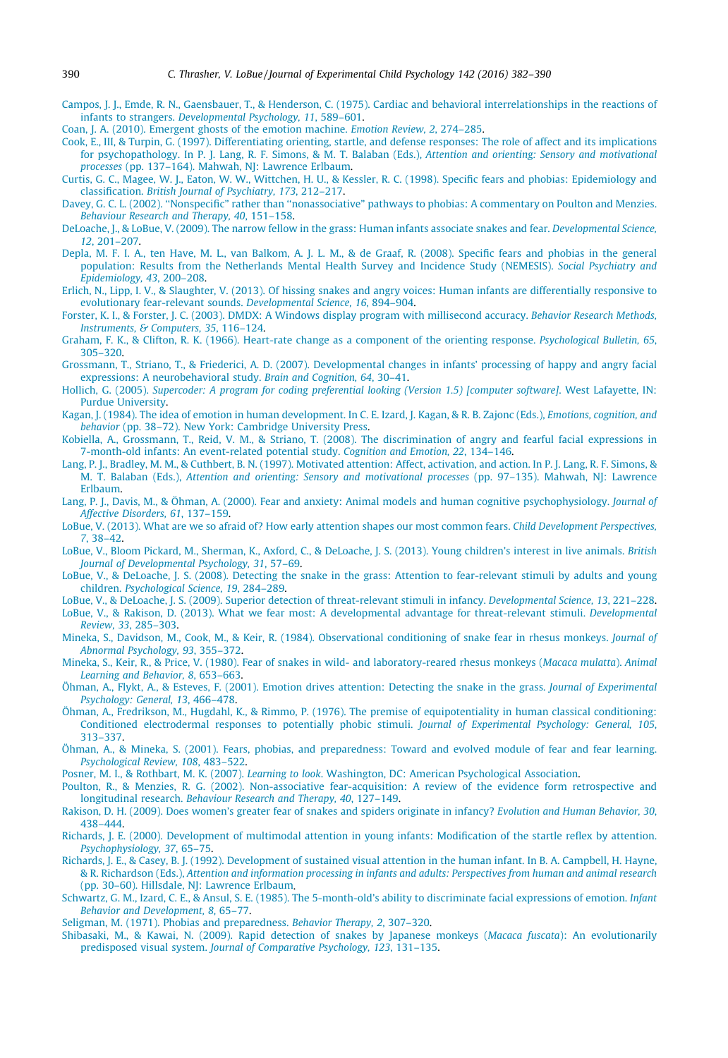Campos, J. J., Emde, R. N., Gaensbauer, T., & Henderson, C. (1975). Cardiac and behavioral interrelationships in the reactions of infants to strangers. *Developmental Psychology, 11*, 589–601.

Coan, J. A. (2010). Emergent ghosts of the emotion machine. *Emotion Review, 2*, 274–285.

Cook, E., III, & Turpin, G. (1997). Differentiating orienting, startle, and defense responses: The role of affect and its implications for psychopathology. In P. J. Lang, R. F. Simons, & M. T. Balaban (Eds.), *Attention and orienting: Sensory and motivational processes* (pp. 137–164). Mahwah, NJ: Lawrence Erlbaum.

Curtis, G. C., Magee, W. J., Eaton, W. W., Wittchen, H. U., & Kessler, R. C. (1998). Specific fears and phobias: Epidemiology and classification. *British Journal of Psychiatry, 173*, 212–217.

Davey, G. C. L. (2002). "Nonspecific" rather than "nonassociative" pathways to phobias: A commentary on Poulton and Menzies. *Behaviour Research and Therapy, 40*, 151–158.

DeLoache, J., & LoBue, V. (2009). The narrow fellow in the grass: Human infants associate snakes and fear. *Developmental Science, 12*, 201–207.

Depla, M. F. I. A., ten Have, M. L., van Balkom, A. J. L. M., & de Graaf, R. (2008). Specific fears and phobias in the general population: Results from the Netherlands Mental Health Survey and Incidence Study (NEMESIS). *Social Psychiatry and Epidemiology, 43*, 200–208.

Erlich, N., Lipp, I. V., & Slaughter, V. (2013). Of hissing snakes and angry voices: Human infants are differentially responsive to evolutionary fear-relevant sounds. *Developmental Science, 16*, 894–904.

Forster, K. I., & Forster, J. C. (2003). DMDX: A Windows display program with millisecond accuracy. *Behavior Research Methods, Instruments, & Computers, 35*, 116–124.

Graham, F. K., & Clifton, R. K. (1966). Heart-rate change as a component of the orienting response. *Psychological Bulletin, 65*, 305–320.

Grossmann, T., Striano, T., & Friederici, A. D. (2007). Developmental changes in infants' processing of happy and angry facial expressions: A neurobehavioral study. *Brain and Cognition, 64*, 30–41.

Hollich, G. (2005). *Supercoder: A program for coding preferential looking (Version 1.5) [computer software]*. West Lafayette, IN: Purdue University.

Kagan, J. (1984). The idea of emotion in human development. In C. E. Izard, J. Kagan, & R. B. Zajonc (Eds.), *Emotions, cognition, and behavior* (pp. 38–72). New York: Cambridge University Press.

Kobiella, A., Grossmann, T., Reid, V. M., & Striano, T. (2008). The discrimination of angry and fearful facial expressions in 7-month-old infants: An event-related potential study. *Cognition and Emotion, 22*, 134–146.

Lang, P. J., Bradley, M. M., & Cuthbert, B. N. (1997). Motivated attention: Affect, activation, and action. In P. J. Lang, R. F. Simons, & M. T. Balaban (Eds.), *Attention and orienting: Sensory and motivational processes* (pp. 97–135). Mahwah, NJ: Lawrence Erlbaum.

Lang, P. J., Davis, M., & Öhman, A. (2000). Fear and anxiety: Animal models and human cognitive psychophysiology. *Journal of Affective Disorders, 61*, 137–159.

LoBue, V. (2013). What are we so afraid of? How early attention shapes our most common fears. *Child Development Perspectives, 7*, 38–42.

LoBue, V., Bloom Pickard, M., Sherman, K., Axford, C., & DeLoache, J. S. (2013). Young children's interest in live animals. *British Journal of Developmental Psychology, 31*, 57–69.

LoBue, V., & DeLoache, J. S. (2008). Detecting the snake in the grass: Attention to fear-relevant stimuli by adults and young children. *Psychological Science, 19*, 284–289.

LoBue, V., & DeLoache, J. S. (2009). Superior detection of threat-relevant stimuli in infancy. *Developmental Science, 13*, 221–228.

LoBue, V., & Rakison, D. (2013). What we fear most: A developmental advantage for threat-relevant stimuli. *Developmental Review, 33*, 285–303.

Mineka, S., Davidson, M., Cook, M., & Keir, R. (1984). Observational conditioning of snake fear in rhesus monkeys. *Journal of Abnormal Psychology, 93*, 355–372.

Mineka, S., Keir, R., & Price, V. (1980). Fear of snakes in wild- and laboratory-reared rhesus monkeys (*Macaca mulatta*). *Animal Learning and Behavior, 8*, 653–663.

Öhman, A., Flykt, A., & Esteves, F. (2001). Emotion drives attention: Detecting the snake in the grass. *Journal of Experimental Psychology: General, 13*, 466–478.

Öhman, A., Fredrikson, M., Hugdahl, K., & Rimmo, P. (1976). The premise of equipotentiality in human classical conditioning: Conditioned electrodermal responses to potentially phobic stimuli. *Journal of Experimental Psychology: General, 105*, 313–337.

Öhman, A., & Mineka, S. (2001). Fears, phobias, and preparedness: Toward and evolved module of fear and fear learning. *Psychological Review, 108*, 483–522.

Posner, M. I., & Rothbart, M. K. (2007). *Learning to look*. Washington, DC: American Psychological Association.

Poulton, R., & Menzies, R. G. (2002). Non-associative fear-acquisition: A review of the evidence form retrospective and longitudinal research. *Behaviour Research and Therapy, 40*, 127–149.

Rakison, D. H. (2009). Does women's greater fear of snakes and spiders originate in infancy? *Evolution and Human Behavior, 30*, 438–444.

Richards, J. E. (2000). Development of multimodal attention in young infants: Modification of the startle reflex by attention. *Psychophysiology, 37*, 65–75.

Richards, J. E., & Casey, B. J. (1992). Development of sustained visual attention in the human infant. In B. A. Campbell, H. Hayne, & R. Richardson (Eds.), *Attention and information processing in infants and adults: Perspectives from human and animal research* (pp. 30–60). Hillsdale, NJ: Lawrence Erlbaum.

Schwartz, G. M., Izard, C. E., & Ansul, S. E. (1985). The 5-month-old's ability to discriminate facial expressions of emotion. *Infant Behavior and Development, 8*, 65–77.

Seligman, M. (1971). Phobias and preparedness. *Behavior Therapy, 2*, 307–320.

Shibasaki, M., & Kawai, N. (2009). Rapid detection of snakes by Japanese monkeys (*Macaca fuscata*): An evolutionarily predisposed visual system. *Journal of Comparative Psychology, 123*, 131–135.